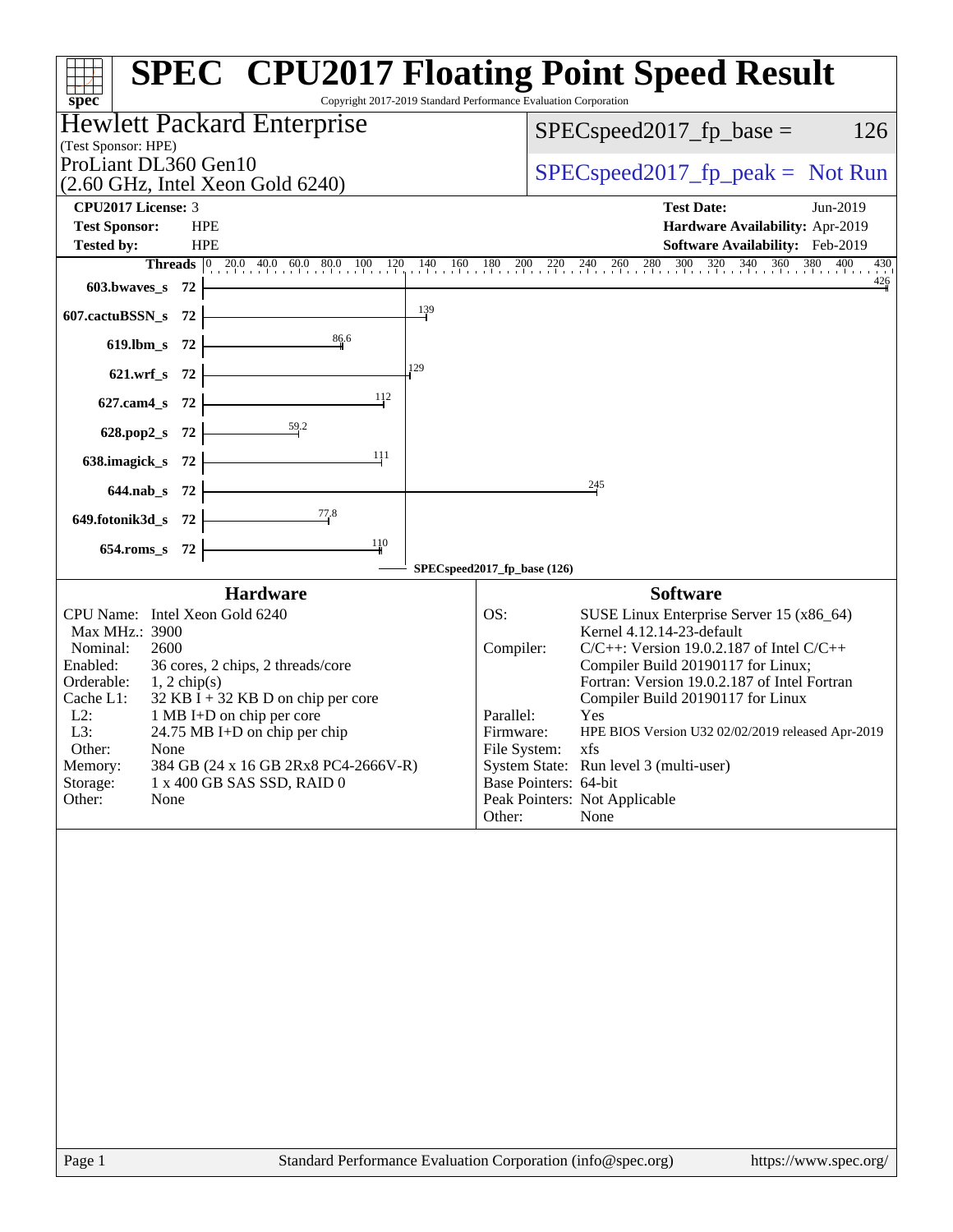# SPEC CPU2017 Floating Point Speed Result

Copyright 2017-2019 Standard Performance Evaluation Corporation

## Hewlett Packard Enterprise

(Test Sponsor: HPE)

ProLiant DL360 Gen10
(2.60 GHz, Intel Xeon Gold 6240)

SPECspeed2017_fp_base = 126

SPECspeed2017_fp_peak = Not Run

| | | | |
|---|---|---|---|
| **CPU2017 License:** | 3 | **Test Date:** | Jun-2019 |
| **Test Sponsor:** | HPE | **Hardware Availability:** | Apr-2019 |
| **Tested by:** | HPE | **Software Availability:** | Feb-2019 |

| Benchmark | Threads | Base Result |
|---|---|---|
| 603.bwaves_s | 72 | 426 |
| 607.cactuBSSN_s | 72 | 139 |
| 619.lbm_s | 72 | 86.6 |
| 621.wrf_s | 72 | 129 |
| 627.cam4_s | 72 | 112 |
| 628.pop2_s | 72 | 59.2 |
| 638.imagick_s | 72 | 111 |
| 644.nab_s | 72 | 245 |
| 649.fotonik3d_s | 72 | 77.8 |
| 654.roms_s | 72 | 110 |

SPECspeed2017_fp_base (126)

### Hardware

| | |
|---|---|
| CPU Name: | Intel Xeon Gold 6240 |
| Max MHz.: | 3900 |
| Nominal: | 2600 |
| Enabled: | 36 cores, 2 chips, 2 threads/core |
| Orderable: | 1, 2 chip(s) |
| Cache L1: | 32 KB I + 32 KB D on chip per core |
| L2: | 1 MB I+D on chip per core |
| L3: | 24.75 MB I+D on chip per chip |
| Other: | None |
| Memory: | 384 GB (24 x 16 GB 2Rx8 PC4-2666V-R) |
| Storage: | 1 x 400 GB SAS SSD, RAID 0 |
| Other: | None |

### Software

| | |
|---|---|
| OS: | SUSE Linux Enterprise Server 15 (x86_64) Kernel 4.12.14-23-default |
| Compiler: | C/C++: Version 19.0.2.187 of Intel C/C++ Compiler Build 20190117 for Linux; Fortran: Version 19.0.2.187 of Intel Fortran Compiler Build 20190117 for Linux |
| Parallel: | Yes |
| Firmware: | HPE BIOS Version U32 02/02/2019 released Apr-2019 |
| File System: | xfs |
| System State: | Run level 3 (multi-user) |
| Base Pointers: | 64-bit |
| Peak Pointers: | Not Applicable |
| Other: | None |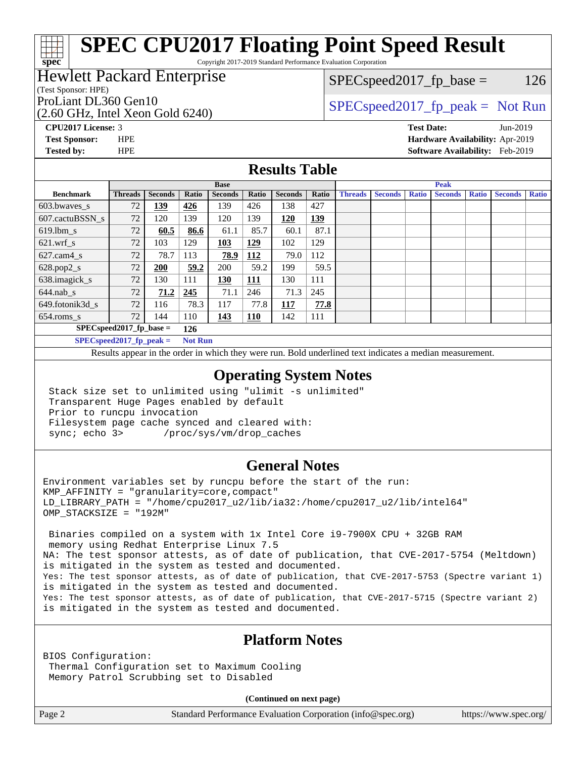# SPEC CPU2017 Floating Point Speed Result

Copyright 2017-2019 Standard Performance Evaluation Corporation

**Hewlett Packard Enterprise**
(Test Sponsor: HPE)

ProLiant DL360 Gen10
(2.60 GHz, Intel Xeon Gold 6240)

SPECspeed2017_fp_base = 126

SPECspeed2017_fp_peak = Not Run

**CPU2017 License:** 3
**Test Sponsor:** HPE
**Tested by:** HPE

**Test Date:** Jun-2019
**Hardware Availability:** Apr-2019
**Software Availability:** Feb-2019

## Results Table

| Benchmark | Base | | | | | | | Peak | | | | | | |
|---|---|---|---|---|---|---|---|---|---|---|---|---|---|---|
| | Threads | Seconds | Ratio | Seconds | Ratio | Seconds | Ratio | Threads | Seconds | Ratio | Seconds | Ratio | Seconds | Ratio |
| 603.bwaves_s | 72 | **139** | **426** | 139 | 426 | 138 | 427 | | | | | | | |
| 607.cactuBSSN_s | 72 | 120 | 139 | 120 | 139 | **120** | **139** | | | | | | | |
| 619.lbm_s | 72 | **60.5** | **86.6** | 61.1 | 85.7 | 60.1 | 87.1 | | | | | | | |
| 621.wrf_s | 72 | 103 | 129 | **103** | **129** | 102 | 129 | | | | | | | |
| 627.cam4_s | 72 | 78.7 | 113 | **78.9** | **112** | 79.0 | 112 | | | | | | | |
| 628.pop2_s | 72 | **200** | **59.2** | 200 | 59.2 | 199 | 59.5 | | | | | | | |
| 638.imagick_s | 72 | 130 | 111 | **130** | **111** | 130 | 111 | | | | | | | |
| 644.nab_s | 72 | **71.2** | **245** | 71.1 | 246 | 71.3 | 245 | | | | | | | |
| 649.fotonik3d_s | 72 | 116 | 78.3 | 117 | 77.8 | **117** | **77.8** | | | | | | | |
| 654.roms_s | 72 | 144 | 110 | **143** | **110** | 142 | 111 | | | | | | | |

**SPECspeed2017_fp_base = 126**

**SPECspeed2017_fp_peak = Not Run**

Results appear in the order in which they were run. Bold underlined text indicates a median measurement.

## Operating System Notes

```
Stack size set to unlimited using "ulimit -s unlimited"
Transparent Huge Pages enabled by default
Prior to runcpu invocation
Filesystem page cache synced and cleared with:
sync; echo 3>       /proc/sys/vm/drop_caches
```

## General Notes

```
Environment variables set by runcpu before the start of the run:
KMP_AFFINITY = "granularity=core,compact"
LD_LIBRARY_PATH = "/home/cpu2017_u2/lib/ia32:/home/cpu2017_u2/lib/intel64"
OMP_STACKSIZE = "192M"

 Binaries compiled on a system with 1x Intel Core i9-7900X CPU + 32GB RAM
 memory using Redhat Enterprise Linux 7.5
NA: The test sponsor attests, as of date of publication, that CVE-2017-5754 (Meltdown)
is mitigated in the system as tested and documented.
Yes: The test sponsor attests, as of date of publication, that CVE-2017-5753 (Spectre variant 1)
is mitigated in the system as tested and documented.
Yes: The test sponsor attests, as of date of publication, that CVE-2017-5715 (Spectre variant 2)
is mitigated in the system as tested and documented.
```

## Platform Notes

```
BIOS Configuration:
 Thermal Configuration set to Maximum Cooling
 Memory Patrol Scrubbing set to Disabled
```

**(Continued on next page)**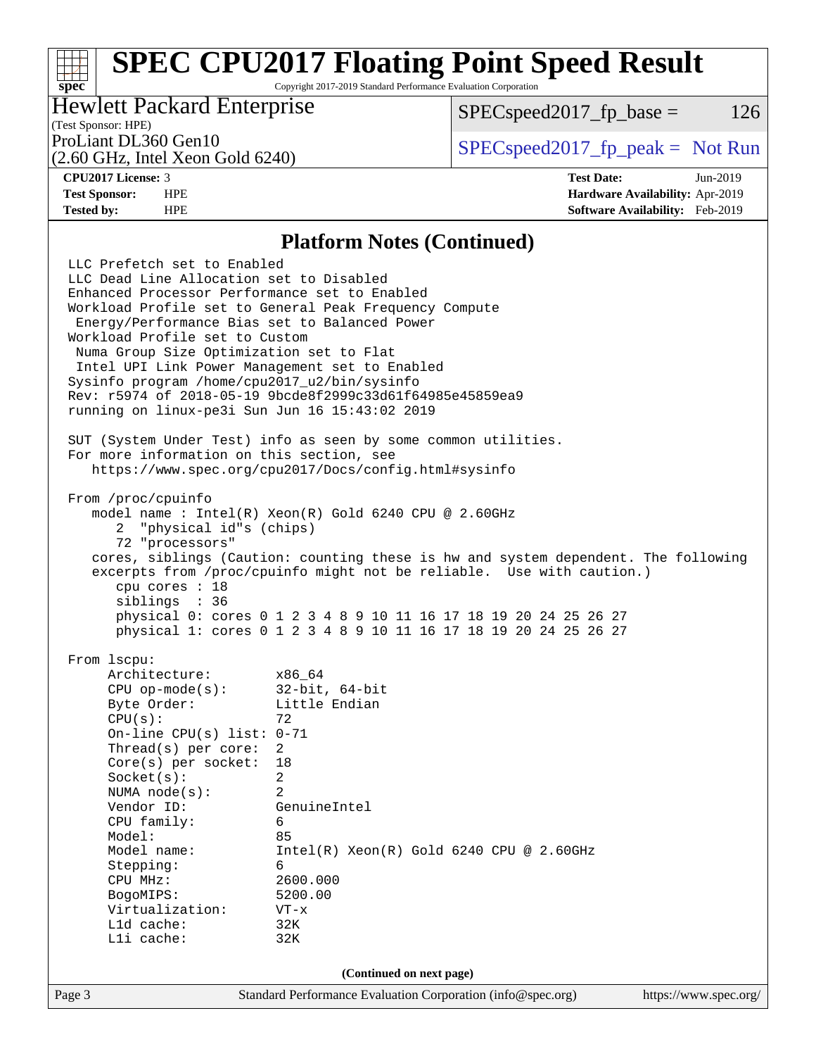# SPEC CPU2017 Floating Point Speed Result

Copyright 2017-2019 Standard Performance Evaluation Corporation

**Hewlett Packard Enterprise**
(Test Sponsor: HPE)
ProLiant DL360 Gen10
(2.60 GHz, Intel Xeon Gold 6240)

SPECspeed2017_fp_base = 126

SPECspeed2017_fp_peak = Not Run

**CPU2017 License:** 3
**Test Sponsor:** HPE
**Tested by:** HPE

**Test Date:** Jun-2019
**Hardware Availability:** Apr-2019
**Software Availability:** Feb-2019

## Platform Notes (Continued)

```
LLC Prefetch set to Enabled
LLC Dead Line Allocation set to Disabled
Enhanced Processor Performance set to Enabled
Workload Profile set to General Peak Frequency Compute
 Energy/Performance Bias set to Balanced Power
Workload Profile set to Custom
 Numa Group Size Optimization set to Flat
 Intel UPI Link Power Management set to Enabled
Sysinfo program /home/cpu2017_u2/bin/sysinfo
Rev: r5974 of 2018-05-19 9bcde8f2999c33d61f64985e45859ea9
running on linux-pe3i Sun Jun 16 15:43:02 2019

SUT (System Under Test) info as seen by some common utilities.
For more information on this section, see
   https://www.spec.org/cpu2017/Docs/config.html#sysinfo

From /proc/cpuinfo
   model name : Intel(R) Xeon(R) Gold 6240 CPU @ 2.60GHz
      2  "physical id"s (chips)
      72 "processors"
   cores, siblings (Caution: counting these is hw and system dependent. The following
   excerpts from /proc/cpuinfo might not be reliable.  Use with caution.)
      cpu cores : 18
      siblings  : 36
      physical 0: cores 0 1 2 3 4 8 9 10 11 16 17 18 19 20 24 25 26 27
      physical 1: cores 0 1 2 3 4 8 9 10 11 16 17 18 19 20 24 25 26 27

From lscpu:
     Architecture:        x86_64
     CPU op-mode(s):      32-bit, 64-bit
     Byte Order:          Little Endian
     CPU(s):              72
     On-line CPU(s) list: 0-71
     Thread(s) per core:  2
     Core(s) per socket:  18
     Socket(s):           2
     NUMA node(s):        2
     Vendor ID:           GenuineIntel
     CPU family:          6
     Model:               85
     Model name:          Intel(R) Xeon(R) Gold 6240 CPU @ 2.60GHz
     Stepping:            6
     CPU MHz:             2600.000
     BogoMIPS:            5200.00
     Virtualization:      VT-x
     L1d cache:           32K
     L1i cache:           32K
```

(Continued on next page)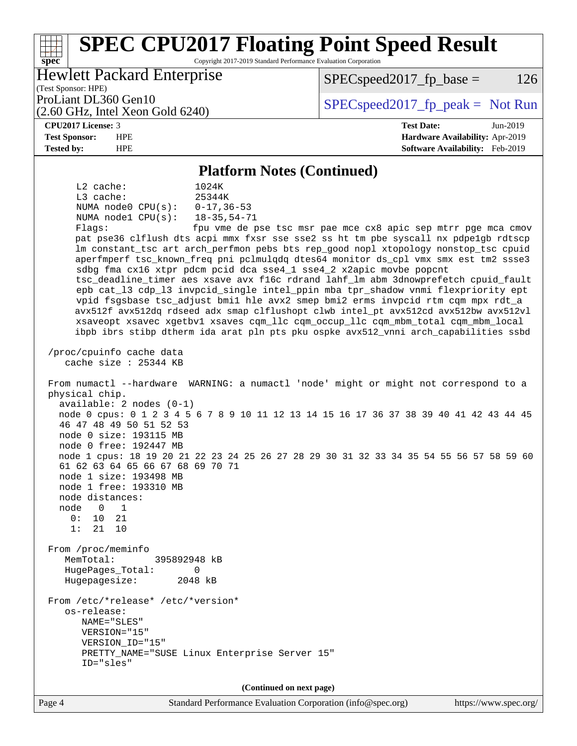## Platform Notes (Continued)

```
      L2 cache:              1024K
      L3 cache:              25344K
      NUMA node0 CPU(s):     0-17,36-53
      NUMA node1 CPU(s):     18-35,54-71
      Flags:                 fpu vme de pse tsc msr pae mce cx8 apic sep mtrr pge mca cmov
      pat pse36 clflush dts acpi mmx fxsr sse sse2 ss ht tm pbe syscall nx pdpe1gb rdtscp
      lm constant_tsc art arch_perfmon pebs bts rep_good nopl xtopology nonstop_tsc cpuid
      aperfmperf tsc_known_freq pni pclmulqdq dtes64 monitor ds_cpl vmx smx est tm2 ssse3
      sdbg fma cx16 xtpr pdcm pcid dca sse4_1 sse4_2 x2apic movbe popcnt
      tsc_deadline_timer aes xsave avx f16c rdrand lahf_lm abm 3dnowprefetch cpuid_fault
      epb cat_l3 cdp_l3 invpcid_single intel_ppin mba tpr_shadow vnmi flexpriority ept
      vpid fsgsbase tsc_adjust bmi1 hle avx2 smep bmi2 erms invpcid rtm cqm mpx rdt_a
      avx512f avx512dq rdseed adx smap clflushopt clwb intel_pt avx512cd avx512bw avx512vl
      xsaveopt xsavec xgetbv1 xsaves cqm_llc cqm_occup_llc cqm_mbm_total cqm_mbm_local
      ibpb ibrs stibp dtherm ida arat pln pts pku ospke avx512_vnni arch_capabilities ssbd

 /proc/cpuinfo cache data
    cache size : 25344 KB

 From numactl --hardware  WARNING: a numactl 'node' might or might not correspond to a
 physical chip.
   available: 2 nodes (0-1)
   node 0 cpus: 0 1 2 3 4 5 6 7 8 9 10 11 12 13 14 15 16 17 36 37 38 39 40 41 42 43 44 45
   46 47 48 49 50 51 52 53
   node 0 size: 193115 MB
   node 0 free: 192447 MB
   node 1 cpus: 18 19 20 21 22 23 24 25 26 27 28 29 30 31 32 33 34 35 54 55 56 57 58 59 60
   61 62 63 64 65 66 67 68 69 70 71
   node 1 size: 193498 MB
   node 1 free: 193310 MB
   node distances:
   node   0   1
     0:  10  21
     1:  21  10

 From /proc/meminfo
    MemTotal:       395892948 kB
    HugePages_Total:       0
    Hugepagesize:       2048 kB

 From /etc/*release* /etc/*version*
    os-release:
       NAME="SLES"
       VERSION="15"
       VERSION_ID="15"
       PRETTY_NAME="SUSE Linux Enterprise Server 15"
       ID="sles"
```

**(Continued on next page)**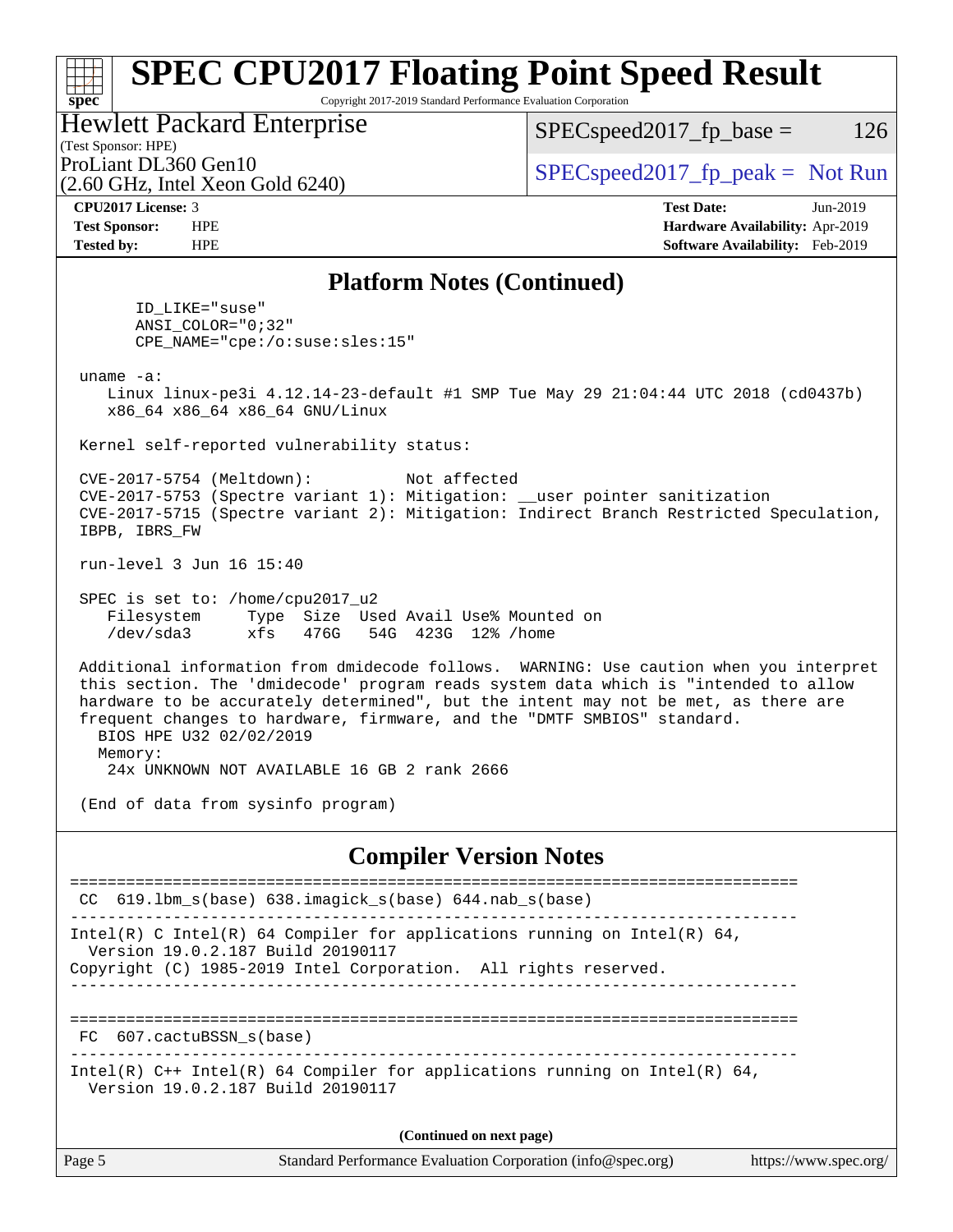# SPEC CPU2017 Floating Point Speed Result

Copyright 2017-2019 Standard Performance Evaluation Corporation

Hewlett Packard Enterprise
(Test Sponsor: HPE)
ProLiant DL360 Gen10
(2.60 GHz, Intel Xeon Gold 6240)

SPECspeed2017_fp_base = 126

SPECspeed2017_fp_peak = Not Run

**CPU2017 License:** 3
**Test Sponsor:** HPE
**Tested by:** HPE

**Test Date:** Jun-2019
**Hardware Availability:** Apr-2019
**Software Availability:** Feb-2019

## Platform Notes (Continued)

```
       ID_LIKE="suse"
       ANSI_COLOR="0;32"
       CPE_NAME="cpe:/o:suse:sles:15"

 uname -a:
    Linux linux-pe3i 4.12.14-23-default #1 SMP Tue May 29 21:04:44 UTC 2018 (cd0437b)
    x86_64 x86_64 x86_64 GNU/Linux

 Kernel self-reported vulnerability status:

 CVE-2017-5754 (Meltdown):          Not affected
 CVE-2017-5753 (Spectre variant 1): Mitigation: __user pointer sanitization
 CVE-2017-5715 (Spectre variant 2): Mitigation: Indirect Branch Restricted Speculation,
 IBPB, IBRS_FW

 run-level 3 Jun 16 15:40

 SPEC is set to: /home/cpu2017_u2
    Filesystem     Type  Size  Used Avail Use% Mounted on
    /dev/sda3      xfs   476G   54G  423G  12% /home

 Additional information from dmidecode follows.  WARNING: Use caution when you interpret
 this section. The 'dmidecode' program reads system data which is "intended to allow
 hardware to be accurately determined", but the intent may not be met, as there are
 frequent changes to hardware, firmware, and the "DMTF SMBIOS" standard.
   BIOS HPE U32 02/02/2019
   Memory:
    24x UNKNOWN NOT AVAILABLE 16 GB 2 rank 2666

 (End of data from sysinfo program)
```

## Compiler Version Notes

```
==============================================================================
 CC  619.lbm_s(base) 638.imagick_s(base) 644.nab_s(base)
------------------------------------------------------------------------------
Intel(R) C Intel(R) 64 Compiler for applications running on Intel(R) 64,
  Version 19.0.2.187 Build 20190117
Copyright (C) 1985-2019 Intel Corporation.  All rights reserved.
------------------------------------------------------------------------------

==============================================================================
 FC  607.cactuBSSN_s(base)
------------------------------------------------------------------------------
Intel(R) C++ Intel(R) 64 Compiler for applications running on Intel(R) 64,
  Version 19.0.2.187 Build 20190117
```

(Continued on next page)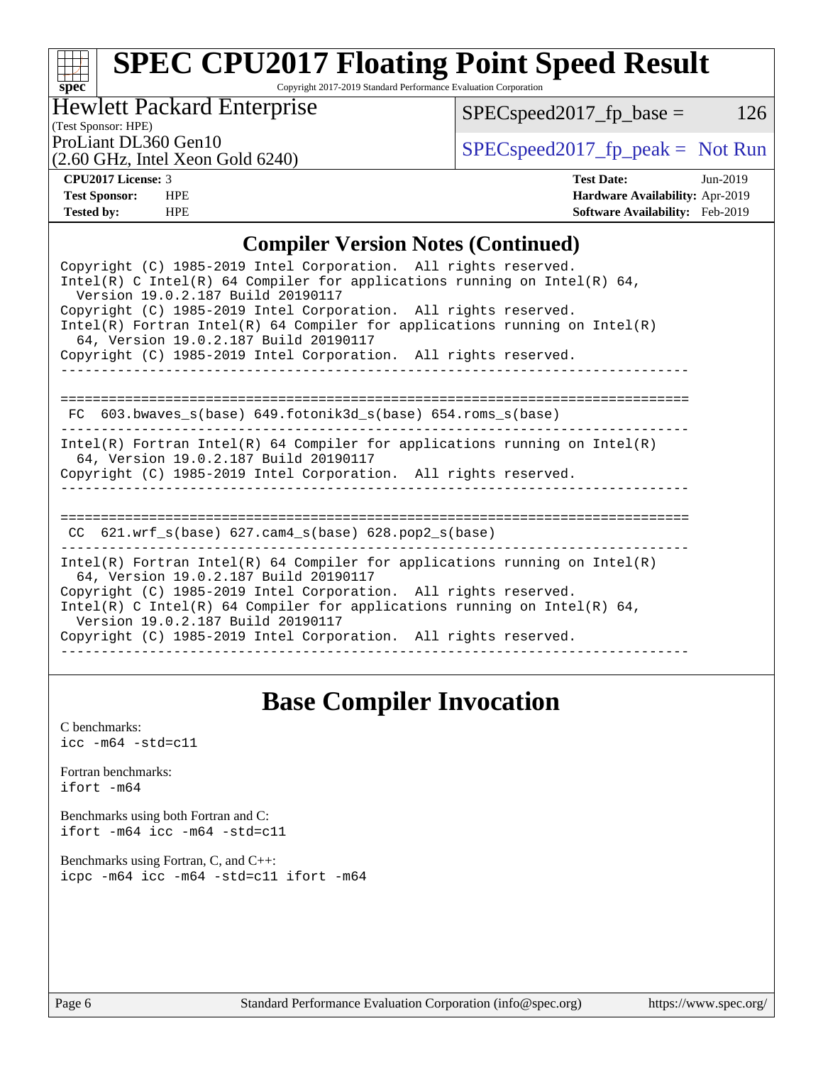## Compiler Version Notes (Continued)

```
Copyright (C) 1985-2019 Intel Corporation.  All rights reserved.
Intel(R) C Intel(R) 64 Compiler for applications running on Intel(R) 64,
  Version 19.0.2.187 Build 20190117
Copyright (C) 1985-2019 Intel Corporation.  All rights reserved.
Intel(R) Fortran Intel(R) 64 Compiler for applications running on Intel(R)
  64, Version 19.0.2.187 Build 20190117
Copyright (C) 1985-2019 Intel Corporation.  All rights reserved.
------------------------------------------------------------------------------

==============================================================================
 FC  603.bwaves_s(base) 649.fotonik3d_s(base) 654.roms_s(base)
------------------------------------------------------------------------------
Intel(R) Fortran Intel(R) 64 Compiler for applications running on Intel(R)
  64, Version 19.0.2.187 Build 20190117
Copyright (C) 1985-2019 Intel Corporation.  All rights reserved.
------------------------------------------------------------------------------

==============================================================================
 CC  621.wrf_s(base) 627.cam4_s(base) 628.pop2_s(base)
------------------------------------------------------------------------------
Intel(R) Fortran Intel(R) 64 Compiler for applications running on Intel(R)
  64, Version 19.0.2.187 Build 20190117
Copyright (C) 1985-2019 Intel Corporation.  All rights reserved.
Intel(R) C Intel(R) 64 Compiler for applications running on Intel(R) 64,
  Version 19.0.2.187 Build 20190117
Copyright (C) 1985-2019 Intel Corporation.  All rights reserved.
------------------------------------------------------------------------------
```

## Base Compiler Invocation

C benchmarks:
`icc -m64 -std=c11`

Fortran benchmarks:
`ifort -m64`

Benchmarks using both Fortran and C:
`ifort -m64 icc -m64 -std=c11`

Benchmarks using Fortran, C, and C++:
`icpc -m64 icc -m64 -std=c11 ifort -m64`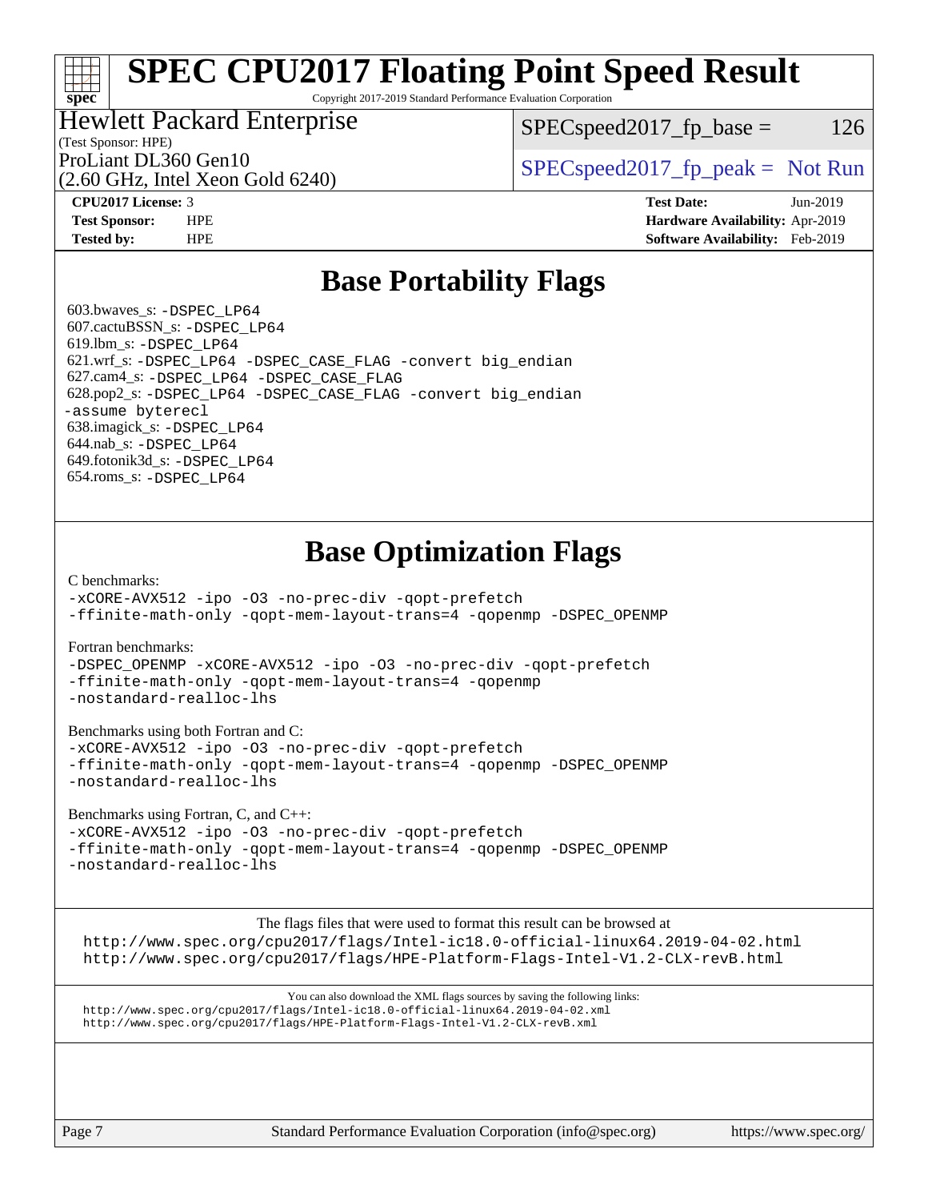# SPEC CPU2017 Floating Point Speed Result

Copyright 2017-2019 Standard Performance Evaluation Corporation

**Hewlett Packard Enterprise**
(Test Sponsor: HPE)
ProLiant DL360 Gen10
(2.60 GHz, Intel Xeon Gold 6240)

SPECspeed2017_fp_base = 126

SPECspeed2017_fp_peak = Not Run

| | | | |
|---|---|---|---|
| **CPU2017 License:** | 3 | **Test Date:** | Jun-2019 |
| **Test Sponsor:** | HPE | **Hardware Availability:** | Apr-2019 |
| **Tested by:** | HPE | **Software Availability:** | Feb-2019 |

## Base Portability Flags

603.bwaves_s: -DSPEC_LP64
607.cactuBSSN_s: -DSPEC_LP64
619.lbm_s: -DSPEC_LP64
621.wrf_s: -DSPEC_LP64 -DSPEC_CASE_FLAG -convert big_endian
627.cam4_s: -DSPEC_LP64 -DSPEC_CASE_FLAG
628.pop2_s: -DSPEC_LP64 -DSPEC_CASE_FLAG -convert big_endian -assume byterecl
638.imagick_s: -DSPEC_LP64
644.nab_s: -DSPEC_LP64
649.fotonik3d_s: -DSPEC_LP64
654.roms_s: -DSPEC_LP64

## Base Optimization Flags

C benchmarks:
-xCORE-AVX512 -ipo -O3 -no-prec-div -qopt-prefetch
-ffinite-math-only -qopt-mem-layout-trans=4 -qopenmp -DSPEC_OPENMP

Fortran benchmarks:
-DSPEC_OPENMP -xCORE-AVX512 -ipo -O3 -no-prec-div -qopt-prefetch
-ffinite-math-only -qopt-mem-layout-trans=4 -qopenmp
-nostandard-realloc-lhs

Benchmarks using both Fortran and C:
-xCORE-AVX512 -ipo -O3 -no-prec-div -qopt-prefetch
-ffinite-math-only -qopt-mem-layout-trans=4 -qopenmp -DSPEC_OPENMP
-nostandard-realloc-lhs

Benchmarks using Fortran, C, and C++:
-xCORE-AVX512 -ipo -O3 -no-prec-div -qopt-prefetch
-ffinite-math-only -qopt-mem-layout-trans=4 -qopenmp -DSPEC_OPENMP
-nostandard-realloc-lhs

The flags files that were used to format this result can be browsed at
http://www.spec.org/cpu2017/flags/Intel-ic18.0-official-linux64.2019-04-02.html
http://www.spec.org/cpu2017/flags/HPE-Platform-Flags-Intel-V1.2-CLX-revB.html

You can also download the XML flags sources by saving the following links:
http://www.spec.org/cpu2017/flags/Intel-ic18.0-official-linux64.2019-04-02.xml
http://www.spec.org/cpu2017/flags/HPE-Platform-Flags-Intel-V1.2-CLX-revB.xml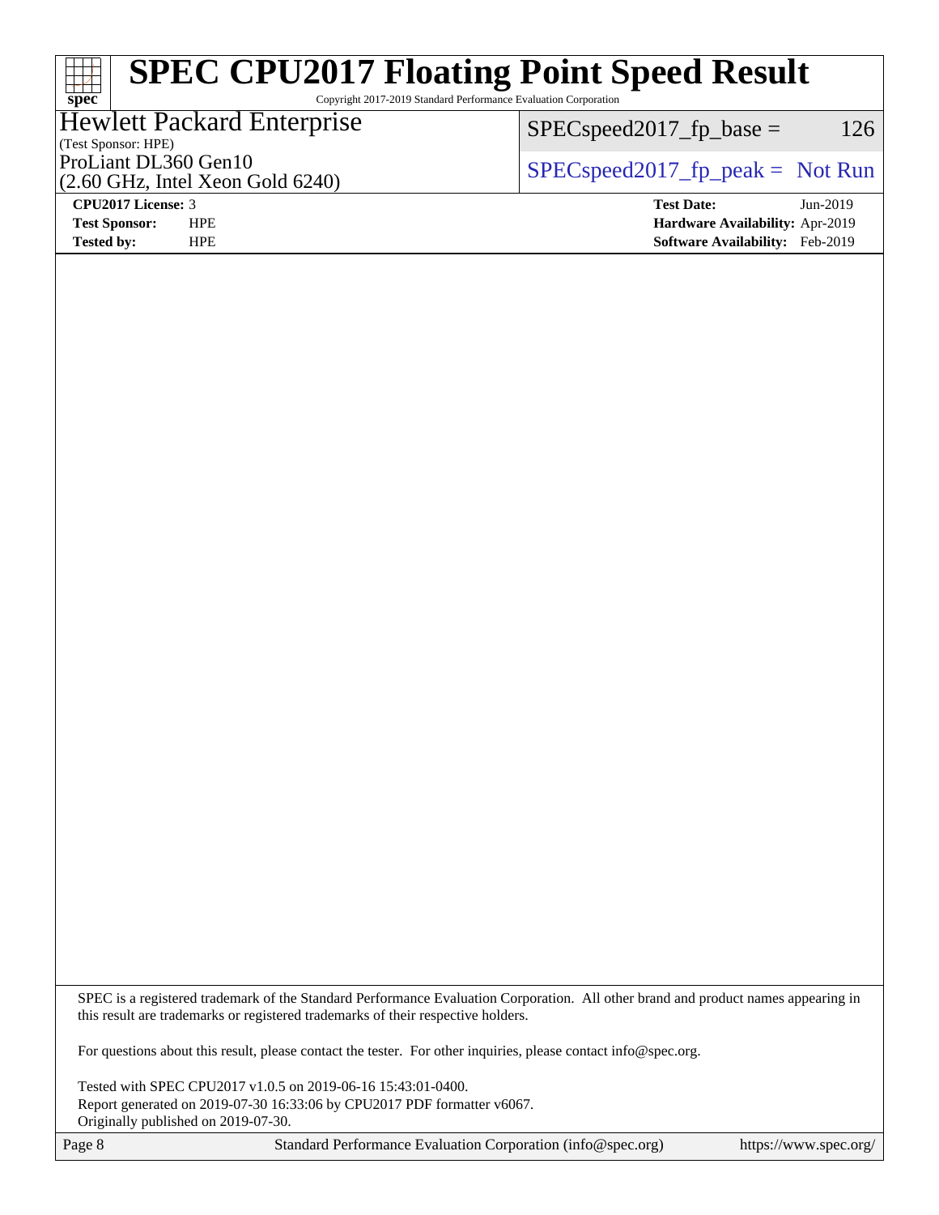SPEC is a registered trademark of the Standard Performance Evaluation Corporation. All other brand and product names appearing in this result are trademarks or registered trademarks of their respective holders.

For questions about this result, please contact the tester. For other inquiries, please contact info@spec.org.

Tested with SPEC CPU2017 v1.0.5 on 2019-06-16 15:43:01-0400.
Report generated on 2019-07-30 16:33:06 by CPU2017 PDF formatter v6067.
Originally published on 2019-07-30.